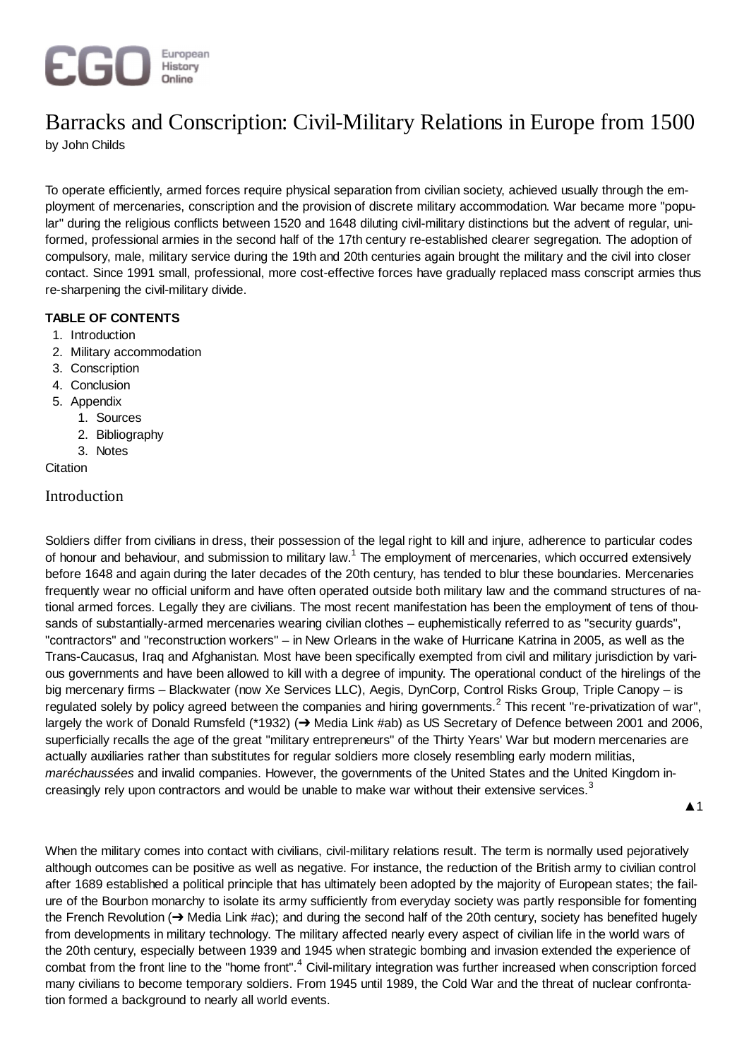# Barracks and Conscription: Civil-Military Relations in Europe from 1500

by John Childs

To operate efficiently, armed forces require physical separation from civilian society, achieved usually through the employment of mercenaries, conscription and the provision of discrete military accommodation. War became more "popular" during the religious conflicts between 1520 and 1648 diluting civil-military distinctions but the advent of regular, uniformed, professional armies in the second half of the 17th century re-established clearer segregation. The adoption of compulsory, male, military service during the 19th and 20th centuries again brought the military and the civil into closer contact. Since 1991 small, professional, more cost-effective forces have gradually replaced mass conscript armies thus re-sharpening the civil-military divide.

**TABLE OF CONTENTS**

1. Introduction
2. Military accommodation
3. Conscription
4. Conclusion
5. Appendix
   1. Sources
   2. Bibliography
   3. Notes

Citation

## Introduction

Soldiers differ from civilians in dress, their possession of the legal right to kill and injure, adherence to particular codes of honour and behaviour, and submission to military law.[1] The employment of mercenaries, which occurred extensively before 1648 and again during the later decades of the 20th century, has tended to blur these boundaries. Mercenaries frequently wear no official uniform and have often operated outside both military law and the command structures of national armed forces. Legally they are civilians. The most recent manifestation has been the employment of tens of thousands of substantially-armed mercenaries wearing civilian clothes – euphemistically referred to as "security guards", "contractors" and "reconstruction workers" – in New Orleans in the wake of Hurricane Katrina in 2005, as well as the Trans-Caucasus, Iraq and Afghanistan. Most have been specifically exempted from civil and military jurisdiction by various governments and have been allowed to kill with a degree of impunity. The operational conduct of the hirelings of the big mercenary firms – Blackwater (now Xe Services LLC), Aegis, DynCorp, Control Risks Group, Triple Canopy – is regulated solely by policy agreed between the companies and hiring governments.[2] This recent "re-privatization of war", largely the work of Donald Rumsfeld (*1932) (➔ Media Link #ab) as US Secretary of Defence between 2001 and 2006, superficially recalls the age of the great "military entrepreneurs" of the Thirty Years' War but modern mercenaries are actually auxiliaries rather than substitutes for regular soldiers more closely resembling early modern militias, *maréchaussées* and invalid companies. However, the governments of the United States and the United Kingdom increasingly rely upon contractors and would be unable to make war without their extensive services.[3]

▲1

When the military comes into contact with civilians, civil-military relations result. The term is normally used pejoratively although outcomes can be positive as well as negative. For instance, the reduction of the British army to civilian control after 1689 established a political principle that has ultimately been adopted by the majority of European states; the failure of the Bourbon monarchy to isolate its army sufficiently from everyday society was partly responsible for fomenting the French Revolution (➔ Media Link #ac); and during the second half of the 20th century, society has benefited hugely from developments in military technology. The military affected nearly every aspect of civilian life in the world wars of the 20th century, especially between 1939 and 1945 when strategic bombing and invasion extended the experience of combat from the front line to the "home front".[4] Civil-military integration was further increased when conscription forced many civilians to become temporary soldiers. From 1945 until 1989, the Cold War and the threat of nuclear confrontation formed a background to nearly all world events.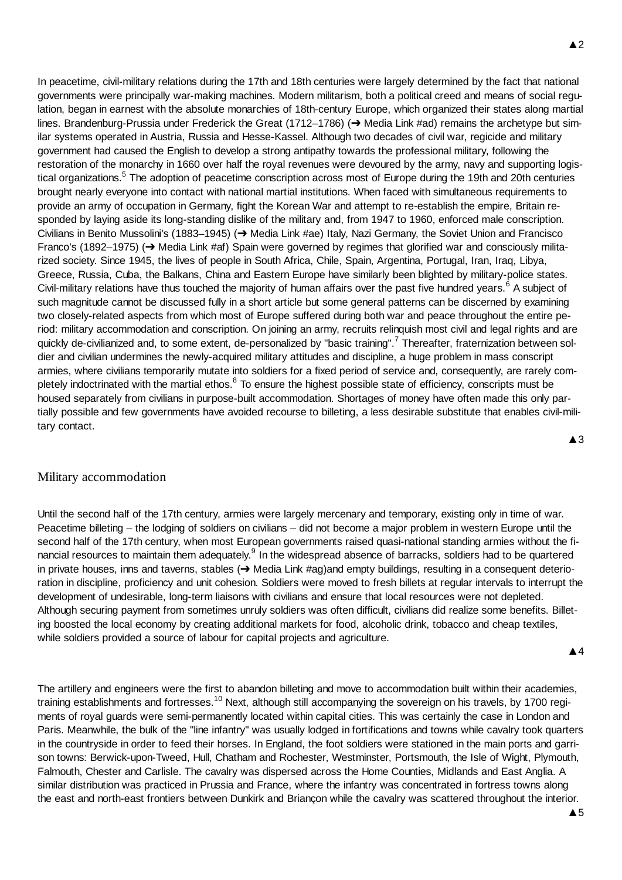In peacetime, civil-military relations during the 17th and 18th centuries were largely determined by the fact that national governments were principally war-making machines. Modern militarism, both a political creed and means of social regulation, began in earnest with the absolute monarchies of 18th-century Europe, which organized their states along martial lines. Brandenburg-Prussia under Frederick the Great (1712–1786) (➔ Media Link #ad) remains the archetype but similar systems operated in Austria, Russia and Hesse-Kassel. Although two decades of civil war, regicide and military government had caused the English to develop a strong antipathy towards the professional military, following the restoration of the monarchy in 1660 over half the royal revenues were devoured by the army, navy and supporting logistical organizations.[5] The adoption of peacetime conscription across most of Europe during the 19th and 20th centuries brought nearly everyone into contact with national martial institutions. When faced with simultaneous requirements to provide an army of occupation in Germany, fight the Korean War and attempt to re-establish the empire, Britain responded by laying aside its long-standing dislike of the military and, from 1947 to 1960, enforced male conscription. Civilians in Benito Mussolini's (1883–1945) (➔ Media Link #ae) Italy, Nazi Germany, the Soviet Union and Francisco Franco's (1892–1975) (➔ Media Link #af) Spain were governed by regimes that glorified war and consciously militarized society. Since 1945, the lives of people in South Africa, Chile, Spain, Argentina, Portugal, Iran, Iraq, Libya, Greece, Russia, Cuba, the Balkans, China and Eastern Europe have similarly been blighted by military-police states. Civil-military relations have thus touched the majority of human affairs over the past five hundred years.[6] A subject of such magnitude cannot be discussed fully in a short article but some general patterns can be discerned by examining two closely-related aspects from which most of Europe suffered during both war and peace throughout the entire period: military accommodation and conscription. On joining an army, recruits relinquish most civil and legal rights and are quickly de-civilianized and, to some extent, de-personalized by "basic training".[7] Thereafter, fraternization between soldier and civilian undermines the newly-acquired military attitudes and discipline, a huge problem in mass conscript armies, where civilians temporarily mutate into soldiers for a fixed period of service and, consequently, are rarely completely indoctrinated with the martial ethos.[8] To ensure the highest possible state of efficiency, conscripts must be housed separately from civilians in purpose-built accommodation. Shortages of money have often made this only partially possible and few governments have avoided recourse to billeting, a less desirable substitute that enables civil-military contact.

## Military accommodation

Until the second half of the 17th century, armies were largely mercenary and temporary, existing only in time of war. Peacetime billeting – the lodging of soldiers on civilians – did not become a major problem in western Europe until the second half of the 17th century, when most European governments raised quasi-national standing armies without the financial resources to maintain them adequately.[9] In the widespread absence of barracks, soldiers had to be quartered in private houses, inns and taverns, stables (➔ Media Link #ag)and empty buildings, resulting in a consequent deterioration in discipline, proficiency and unit cohesion. Soldiers were moved to fresh billets at regular intervals to interrupt the development of undesirable, long-term liaisons with civilians and ensure that local resources were not depleted. Although securing payment from sometimes unruly soldiers was often difficult, civilians did realize some benefits. Billeting boosted the local economy by creating additional markets for food, alcoholic drink, tobacco and cheap textiles, while soldiers provided a source of labour for capital projects and agriculture.

The artillery and engineers were the first to abandon billeting and move to accommodation built within their academies, training establishments and fortresses.[10] Next, although still accompanying the sovereign on his travels, by 1700 regiments of royal guards were semi-permanently located within capital cities. This was certainly the case in London and Paris. Meanwhile, the bulk of the "line infantry" was usually lodged in fortifications and towns while cavalry took quarters in the countryside in order to feed their horses. In England, the foot soldiers were stationed in the main ports and garrison towns: Berwick-upon-Tweed, Hull, Chatham and Rochester, Westminster, Portsmouth, the Isle of Wight, Plymouth, Falmouth, Chester and Carlisle. The cavalry was dispersed across the Home Counties, Midlands and East Anglia. A similar distribution was practiced in Prussia and France, where the infantry was concentrated in fortress towns along the east and north-east frontiers between Dunkirk and Briançon while the cavalry was scattered throughout the interior.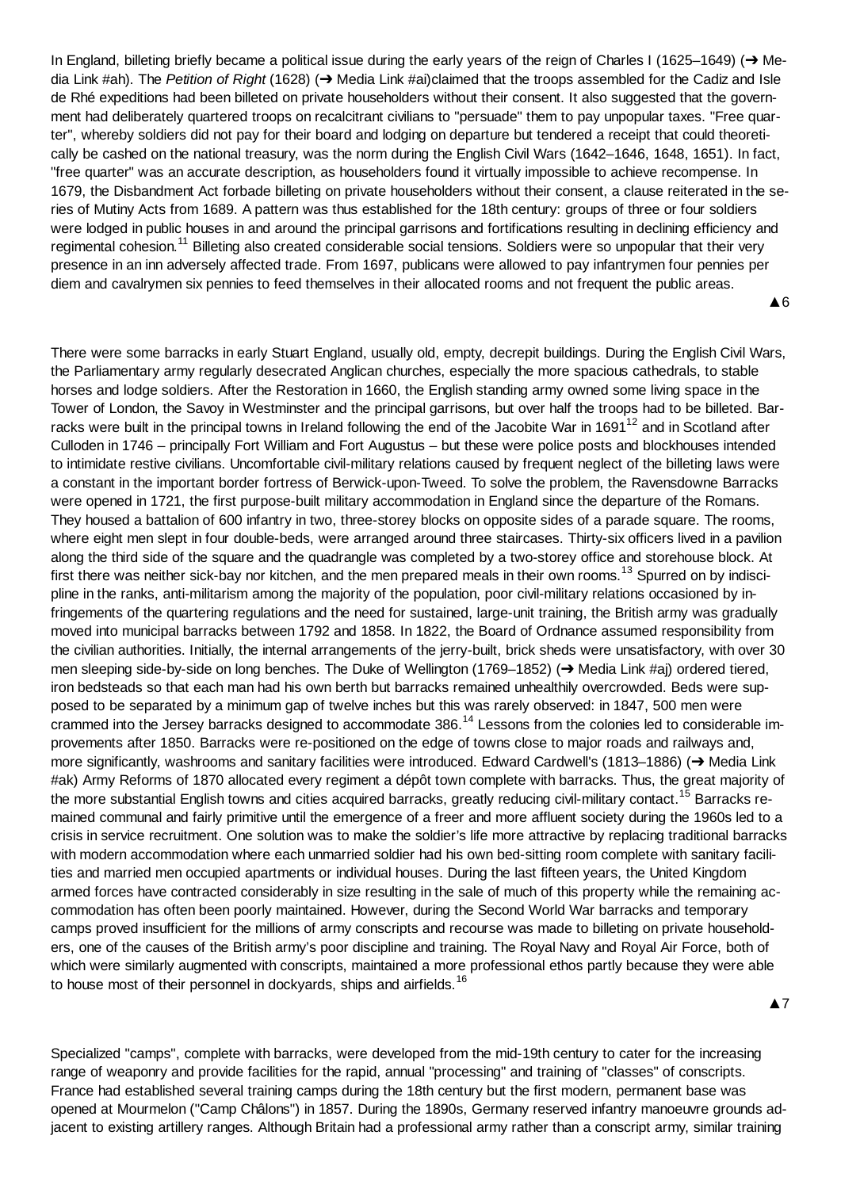In England, billeting briefly became a political issue during the early years of the reign of Charles I (1625–1649) (➔ Media Link #ah). The *Petition of Right* (1628) (➔ Media Link #ai)claimed that the troops assembled for the Cadiz and Isle de Rhé expeditions had been billeted on private householders without their consent. It also suggested that the government had deliberately quartered troops on recalcitrant civilians to "persuade" them to pay unpopular taxes. "Free quarter", whereby soldiers did not pay for their board and lodging on departure but tendered a receipt that could theoretically be cashed on the national treasury, was the norm during the English Civil Wars (1642–1646, 1648, 1651). In fact, "free quarter" was an accurate description, as householders found it virtually impossible to achieve recompense. In 1679, the Disbandment Act forbade billeting on private householders without their consent, a clause reiterated in the series of Mutiny Acts from 1689. A pattern was thus established for the 18th century: groups of three or four soldiers were lodged in public houses in and around the principal garrisons and fortifications resulting in declining efficiency and regimental cohesion.[11] Billeting also created considerable social tensions. Soldiers were so unpopular that their very presence in an inn adversely affected trade. From 1697, publicans were allowed to pay infantrymen four pennies per diem and cavalrymen six pennies to feed themselves in their allocated rooms and not frequent the public areas.

▲6

There were some barracks in early Stuart England, usually old, empty, decrepit buildings. During the English Civil Wars, the Parliamentary army regularly desecrated Anglican churches, especially the more spacious cathedrals, to stable horses and lodge soldiers. After the Restoration in 1660, the English standing army owned some living space in the Tower of London, the Savoy in Westminster and the principal garrisons, but over half the troops had to be billeted. Barracks were built in the principal towns in Ireland following the end of the Jacobite War in 1691[12] and in Scotland after Culloden in 1746 – principally Fort William and Fort Augustus – but these were police posts and blockhouses intended to intimidate restive civilians. Uncomfortable civil-military relations caused by frequent neglect of the billeting laws were a constant in the important border fortress of Berwick-upon-Tweed. To solve the problem, the Ravensdowne Barracks were opened in 1721, the first purpose-built military accommodation in England since the departure of the Romans. They housed a battalion of 600 infantry in two, three-storey blocks on opposite sides of a parade square. The rooms, where eight men slept in four double-beds, were arranged around three staircases. Thirty-six officers lived in a pavilion along the third side of the square and the quadrangle was completed by a two-storey office and storehouse block. At first there was neither sick-bay nor kitchen, and the men prepared meals in their own rooms.[13] Spurred on by indiscipline in the ranks, anti-militarism among the majority of the population, poor civil-military relations occasioned by infringements of the quartering regulations and the need for sustained, large-unit training, the British army was gradually moved into municipal barracks between 1792 and 1858. In 1822, the Board of Ordnance assumed responsibility from the civilian authorities. Initially, the internal arrangements of the jerry-built, brick sheds were unsatisfactory, with over 30 men sleeping side-by-side on long benches. The Duke of Wellington (1769–1852) (➔ Media Link #aj) ordered tiered, iron bedsteads so that each man had his own berth but barracks remained unhealthily overcrowded. Beds were supposed to be separated by a minimum gap of twelve inches but this was rarely observed: in 1847, 500 men were crammed into the Jersey barracks designed to accommodate 386.[14] Lessons from the colonies led to considerable improvements after 1850. Barracks were re-positioned on the edge of towns close to major roads and railways and, more significantly, washrooms and sanitary facilities were introduced. Edward Cardwell's (1813–1886) (➔ Media Link #ak) Army Reforms of 1870 allocated every regiment a dépôt town complete with barracks. Thus, the great majority of the more substantial English towns and cities acquired barracks, greatly reducing civil-military contact.[15] Barracks remained communal and fairly primitive until the emergence of a freer and more affluent society during the 1960s led to a crisis in service recruitment. One solution was to make the soldier's life more attractive by replacing traditional barracks with modern accommodation where each unmarried soldier had his own bed-sitting room complete with sanitary facilities and married men occupied apartments or individual houses. During the last fifteen years, the United Kingdom armed forces have contracted considerably in size resulting in the sale of much of this property while the remaining accommodation has often been poorly maintained. However, during the Second World War barracks and temporary camps proved insufficient for the millions of army conscripts and recourse was made to billeting on private householders, one of the causes of the British army's poor discipline and training. The Royal Navy and Royal Air Force, both of which were similarly augmented with conscripts, maintained a more professional ethos partly because they were able to house most of their personnel in dockyards, ships and airfields.[16]

▲7

Specialized "camps", complete with barracks, were developed from the mid-19th century to cater for the increasing range of weaponry and provide facilities for the rapid, annual "processing" and training of "classes" of conscripts. France had established several training camps during the 18th century but the first modern, permanent base was opened at Mourmelon ("Camp Châlons") in 1857. During the 1890s, Germany reserved infantry manoeuvre grounds adjacent to existing artillery ranges. Although Britain had a professional army rather than a conscript army, similar training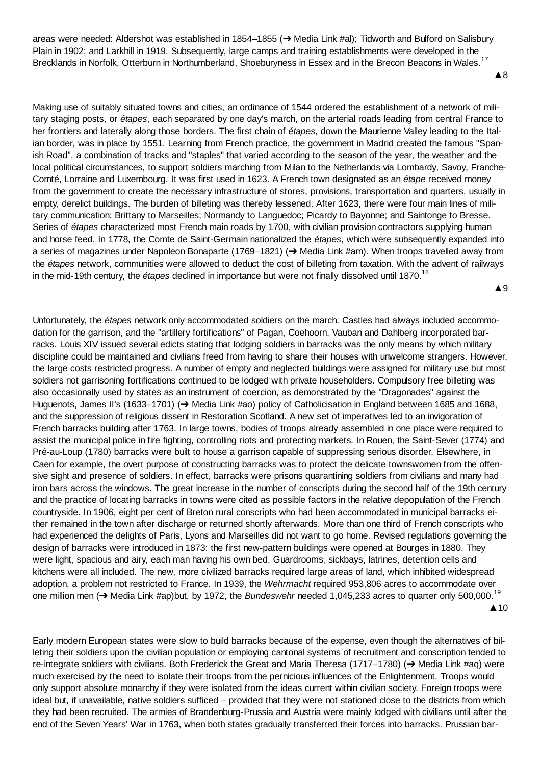areas were needed: Aldershot was established in 1854–1855 (➔ Media Link #al); Tidworth and Bulford on Salisbury Plain in 1902; and Larkhill in 1919. Subsequently, large camps and training establishments were developed in the Brecklands in Norfolk, Otterburn in Northumberland, Shoeburyness in Essex and in the Brecon Beacons in Wales.[17]

▲8

Making use of suitably situated towns and cities, an ordinance of 1544 ordered the establishment of a network of military staging posts, or *étapes*, each separated by one day's march, on the arterial roads leading from central France to her frontiers and laterally along those borders. The first chain of *étapes*, down the Maurienne Valley leading to the Italian border, was in place by 1551. Learning from French practice, the government in Madrid created the famous "Spanish Road", a combination of tracks and "staples" that varied according to the season of the year, the weather and the local political circumstances, to support soldiers marching from Milan to the Netherlands via Lombardy, Savoy, Franche-Comté, Lorraine and Luxembourg. It was first used in 1623. A French town designated as an *étape* received money from the government to create the necessary infrastructure of stores, provisions, transportation and quarters, usually in empty, derelict buildings. The burden of billeting was thereby lessened. After 1623, there were four main lines of military communication: Brittany to Marseilles; Normandy to Languedoc; Picardy to Bayonne; and Saintonge to Bresse. Series of *étapes* characterized most French main roads by 1700, with civilian provision contractors supplying human and horse feed. In 1778, the Comte de Saint-Germain nationalized the *étapes*, which were subsequently expanded into a series of magazines under Napoleon Bonaparte (1769–1821) (➔ Media Link #am). When troops travelled away from the *étapes* network, communities were allowed to deduct the cost of billeting from taxation. With the advent of railways in the mid-19th century, the *étapes* declined in importance but were not finally dissolved until 1870.[18]

▲9

Unfortunately, the *étapes* network only accommodated soldiers on the march. Castles had always included accommodation for the garrison, and the "artillery fortifications" of Pagan, Coehoorn, Vauban and Dahlberg incorporated barracks. Louis XIV issued several edicts stating that lodging soldiers in barracks was the only means by which military discipline could be maintained and civilians freed from having to share their houses with unwelcome strangers. However, the large costs restricted progress. A number of empty and neglected buildings were assigned for military use but most soldiers not garrisoning fortifications continued to be lodged with private householders. Compulsory free billeting was also occasionally used by states as an instrument of coercion, as demonstrated by the "Dragonades" against the Huguenots, James II's (1633–1701) (➔ Media Link #ao) policy of Catholicisation in England between 1685 and 1688, and the suppression of religious dissent in Restoration Scotland. A new set of imperatives led to an invigoration of French barracks building after 1763. In large towns, bodies of troops already assembled in one place were required to assist the municipal police in fire fighting, controlling riots and protecting markets. In Rouen, the Saint-Sever (1774) and Pré-au-Loup (1780) barracks were built to house a garrison capable of suppressing serious disorder. Elsewhere, in Caen for example, the overt purpose of constructing barracks was to protect the delicate townswomen from the offensive sight and presence of soldiers. In effect, barracks were prisons quarantining soldiers from civilians and many had iron bars across the windows. The great increase in the number of conscripts during the second half of the 19th century and the practice of locating barracks in towns were cited as possible factors in the relative depopulation of the French countryside. In 1906, eight per cent of Breton rural conscripts who had been accommodated in municipal barracks either remained in the town after discharge or returned shortly afterwards. More than one third of French conscripts who had experienced the delights of Paris, Lyons and Marseilles did not want to go home. Revised regulations governing the design of barracks were introduced in 1873: the first new-pattern buildings were opened at Bourges in 1880. They were light, spacious and airy, each man having his own bed. Guardrooms, sickbays, latrines, detention cells and kitchens were all included. The new, more civilized barracks required large areas of land, which inhibited widespread adoption, a problem not restricted to France. In 1939, the *Wehrmacht* required 953,806 acres to accommodate over one million men (➔ Media Link #ap)but, by 1972, the *Bundeswehr* needed 1,045,233 acres to quarter only 500,000.[19]

▲10

Early modern European states were slow to build barracks because of the expense, even though the alternatives of billeting their soldiers upon the civilian population or employing cantonal systems of recruitment and conscription tended to re-integrate soldiers with civilians. Both Frederick the Great and Maria Theresa (1717–1780) (➔ Media Link #aq) were much exercised by the need to isolate their troops from the pernicious influences of the Enlightenment. Troops would only support absolute monarchy if they were isolated from the ideas current within civilian society. Foreign troops were ideal but, if unavailable, native soldiers sufficed – provided that they were not stationed close to the districts from which they had been recruited. The armies of Brandenburg-Prussia and Austria were mainly lodged with civilians until after the end of the Seven Years' War in 1763, when both states gradually transferred their forces into barracks. Prussian bar-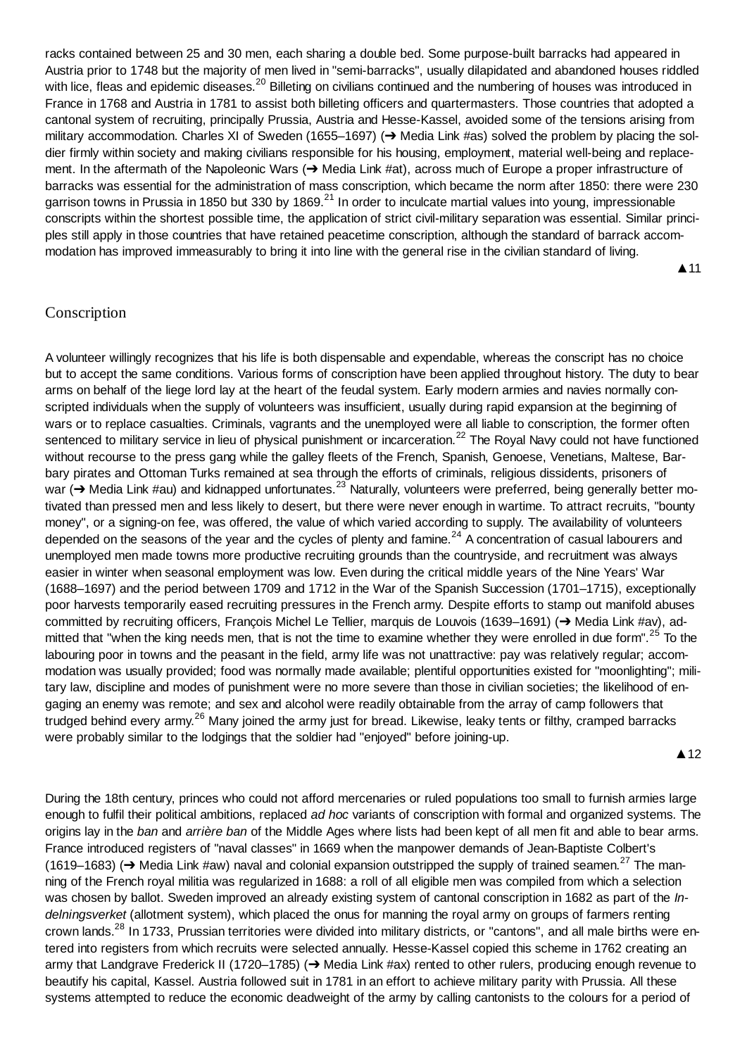racks contained between 25 and 30 men, each sharing a double bed. Some purpose-built barracks had appeared in Austria prior to 1748 but the majority of men lived in "semi-barracks", usually dilapidated and abandoned houses riddled with lice, fleas and epidemic diseases.[20] Billeting on civilians continued and the numbering of houses was introduced in France in 1768 and Austria in 1781 to assist both billeting officers and quartermasters. Those countries that adopted a cantonal system of recruiting, principally Prussia, Austria and Hesse-Kassel, avoided some of the tensions arising from military accommodation. Charles XI of Sweden (1655–1697) (➔ Media Link #as) solved the problem by placing the soldier firmly within society and making civilians responsible for his housing, employment, material well-being and replacement. In the aftermath of the Napoleonic Wars (➔ Media Link #at), across much of Europe a proper infrastructure of barracks was essential for the administration of mass conscription, which became the norm after 1850: there were 230 garrison towns in Prussia in 1850 but 330 by 1869.[21] In order to inculcate martial values into young, impressionable conscripts within the shortest possible time, the application of strict civil-military separation was essential. Similar principles still apply in those countries that have retained peacetime conscription, although the standard of barrack accommodation has improved immeasurably to bring it into line with the general rise in the civilian standard of living.

▲11

## Conscription

A volunteer willingly recognizes that his life is both dispensable and expendable, whereas the conscript has no choice but to accept the same conditions. Various forms of conscription have been applied throughout history. The duty to bear arms on behalf of the liege lord lay at the heart of the feudal system. Early modern armies and navies normally conscripted individuals when the supply of volunteers was insufficient, usually during rapid expansion at the beginning of wars or to replace casualties. Criminals, vagrants and the unemployed were all liable to conscription, the former often sentenced to military service in lieu of physical punishment or incarceration.[22] The Royal Navy could not have functioned without recourse to the press gang while the galley fleets of the French, Spanish, Genoese, Venetians, Maltese, Barbary pirates and Ottoman Turks remained at sea through the efforts of criminals, religious dissidents, prisoners of war (➔ Media Link #au) and kidnapped unfortunates.[23] Naturally, volunteers were preferred, being generally better motivated than pressed men and less likely to desert, but there were never enough in wartime. To attract recruits, "bounty money", or a signing-on fee, was offered, the value of which varied according to supply. The availability of volunteers depended on the seasons of the year and the cycles of plenty and famine.[24] A concentration of casual labourers and unemployed men made towns more productive recruiting grounds than the countryside, and recruitment was always easier in winter when seasonal employment was low. Even during the critical middle years of the Nine Years' War (1688–1697) and the period between 1709 and 1712 in the War of the Spanish Succession (1701–1715), exceptionally poor harvests temporarily eased recruiting pressures in the French army. Despite efforts to stamp out manifold abuses committed by recruiting officers, François Michel Le Tellier, marquis de Louvois (1639–1691) (➔ Media Link #av), admitted that "when the king needs men, that is not the time to examine whether they were enrolled in due form".[25] To the labouring poor in towns and the peasant in the field, army life was not unattractive: pay was relatively regular; accommodation was usually provided; food was normally made available; plentiful opportunities existed for "moonlighting"; military law, discipline and modes of punishment were no more severe than those in civilian societies; the likelihood of engaging an enemy was remote; and sex and alcohol were readily obtainable from the array of camp followers that trudged behind every army.[26] Many joined the army just for bread. Likewise, leaky tents or filthy, cramped barracks were probably similar to the lodgings that the soldier had "enjoyed" before joining-up.

▲12

During the 18th century, princes who could not afford mercenaries or ruled populations too small to furnish armies large enough to fulfil their political ambitions, replaced *ad hoc* variants of conscription with formal and organized systems. The origins lay in the *ban* and *arrière ban* of the Middle Ages where lists had been kept of all men fit and able to bear arms. France introduced registers of "naval classes" in 1669 when the manpower demands of Jean-Baptiste Colbert's (1619–1683) (➔ Media Link #aw) naval and colonial expansion outstripped the supply of trained seamen.[27] The manning of the French royal militia was regularized in 1688: a roll of all eligible men was compiled from which a selection was chosen by ballot. Sweden improved an already existing system of cantonal conscription in 1682 as part of the *Indelningsverket* (allotment system), which placed the onus for manning the royal army on groups of farmers renting crown lands.[28] In 1733, Prussian territories were divided into military districts, or "cantons", and all male births were entered into registers from which recruits were selected annually. Hesse-Kassel copied this scheme in 1762 creating an army that Landgrave Frederick II (1720–1785) (➔ Media Link #ax) rented to other rulers, producing enough revenue to beautify his capital, Kassel. Austria followed suit in 1781 in an effort to achieve military parity with Prussia. All these systems attempted to reduce the economic deadweight of the army by calling cantonists to the colours for a period of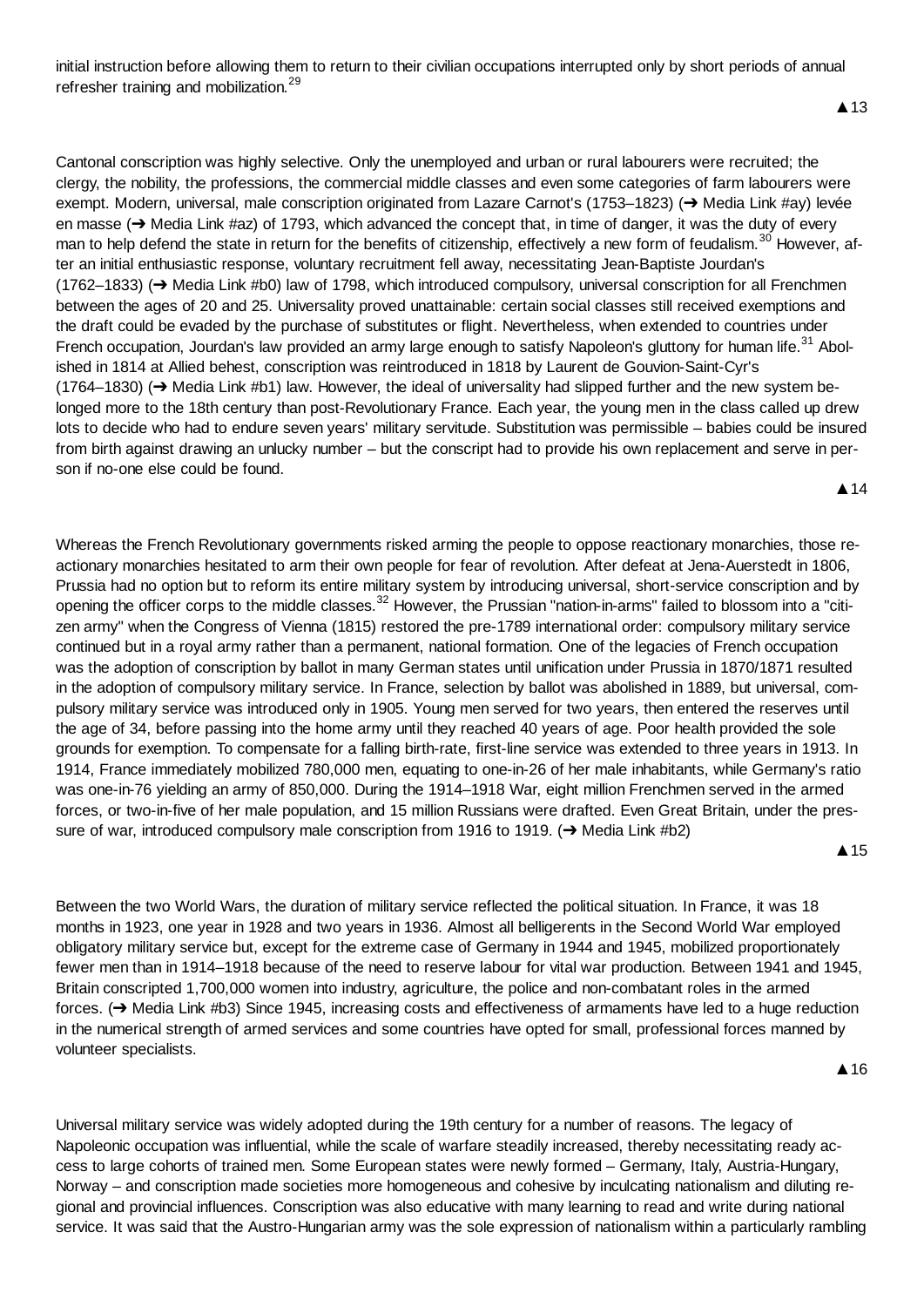initial instruction before allowing them to return to their civilian occupations interrupted only by short periods of annual refresher training and mobilization.[29]

▲13

Cantonal conscription was highly selective. Only the unemployed and urban or rural labourers were recruited; the clergy, the nobility, the professions, the commercial middle classes and even some categories of farm labourers were exempt. Modern, universal, male conscription originated from Lazare Carnot's (1753–1823) (➔ Media Link #ay) levée en masse (➔ Media Link #az) of 1793, which advanced the concept that, in time of danger, it was the duty of every man to help defend the state in return for the benefits of citizenship, effectively a new form of feudalism.[30] However, after an initial enthusiastic response, voluntary recruitment fell away, necessitating Jean-Baptiste Jourdan's (1762–1833) (➔ Media Link #b0) law of 1798, which introduced compulsory, universal conscription for all Frenchmen between the ages of 20 and 25. Universality proved unattainable: certain social classes still received exemptions and the draft could be evaded by the purchase of substitutes or flight. Nevertheless, when extended to countries under French occupation, Jourdan's law provided an army large enough to satisfy Napoleon's gluttony for human life.[31] Abolished in 1814 at Allied behest, conscription was reintroduced in 1818 by Laurent de Gouvion-Saint-Cyr's (1764–1830) (➔ Media Link #b1) law. However, the ideal of universality had slipped further and the new system belonged more to the 18th century than post-Revolutionary France. Each year, the young men in the class called up drew lots to decide who had to endure seven years' military servitude. Substitution was permissible – babies could be insured from birth against drawing an unlucky number – but the conscript had to provide his own replacement and serve in person if no-one else could be found.

▲14

Whereas the French Revolutionary governments risked arming the people to oppose reactionary monarchies, those reactionary monarchies hesitated to arm their own people for fear of revolution. After defeat at Jena-Auerstedt in 1806, Prussia had no option but to reform its entire military system by introducing universal, short-service conscription and by opening the officer corps to the middle classes.[32] However, the Prussian "nation-in-arms" failed to blossom into a "citizen army" when the Congress of Vienna (1815) restored the pre-1789 international order: compulsory military service continued but in a royal army rather than a permanent, national formation. One of the legacies of French occupation was the adoption of conscription by ballot in many German states until unification under Prussia in 1870/1871 resulted in the adoption of compulsory military service. In France, selection by ballot was abolished in 1889, but universal, compulsory military service was introduced only in 1905. Young men served for two years, then entered the reserves until the age of 34, before passing into the home army until they reached 40 years of age. Poor health provided the sole grounds for exemption. To compensate for a falling birth-rate, first-line service was extended to three years in 1913. In 1914, France immediately mobilized 780,000 men, equating to one-in-26 of her male inhabitants, while Germany's ratio was one-in-76 yielding an army of 850,000. During the 1914–1918 War, eight million Frenchmen served in the armed forces, or two-in-five of her male population, and 15 million Russians were drafted. Even Great Britain, under the pressure of war, introduced compulsory male conscription from 1916 to 1919. (➔ Media Link #b2)

▲15

Between the two World Wars, the duration of military service reflected the political situation. In France, it was 18 months in 1923, one year in 1928 and two years in 1936. Almost all belligerents in the Second World War employed obligatory military service but, except for the extreme case of Germany in 1944 and 1945, mobilized proportionately fewer men than in 1914–1918 because of the need to reserve labour for vital war production. Between 1941 and 1945, Britain conscripted 1,700,000 women into industry, agriculture, the police and non-combatant roles in the armed forces. (➔ Media Link #b3) Since 1945, increasing costs and effectiveness of armaments have led to a huge reduction in the numerical strength of armed services and some countries have opted for small, professional forces manned by volunteer specialists.

▲16

Universal military service was widely adopted during the 19th century for a number of reasons. The legacy of Napoleonic occupation was influential, while the scale of warfare steadily increased, thereby necessitating ready access to large cohorts of trained men. Some European states were newly formed – Germany, Italy, Austria-Hungary, Norway – and conscription made societies more homogeneous and cohesive by inculcating nationalism and diluting regional and provincial influences. Conscription was also educative with many learning to read and write during national service. It was said that the Austro-Hungarian army was the sole expression of nationalism within a particularly rambling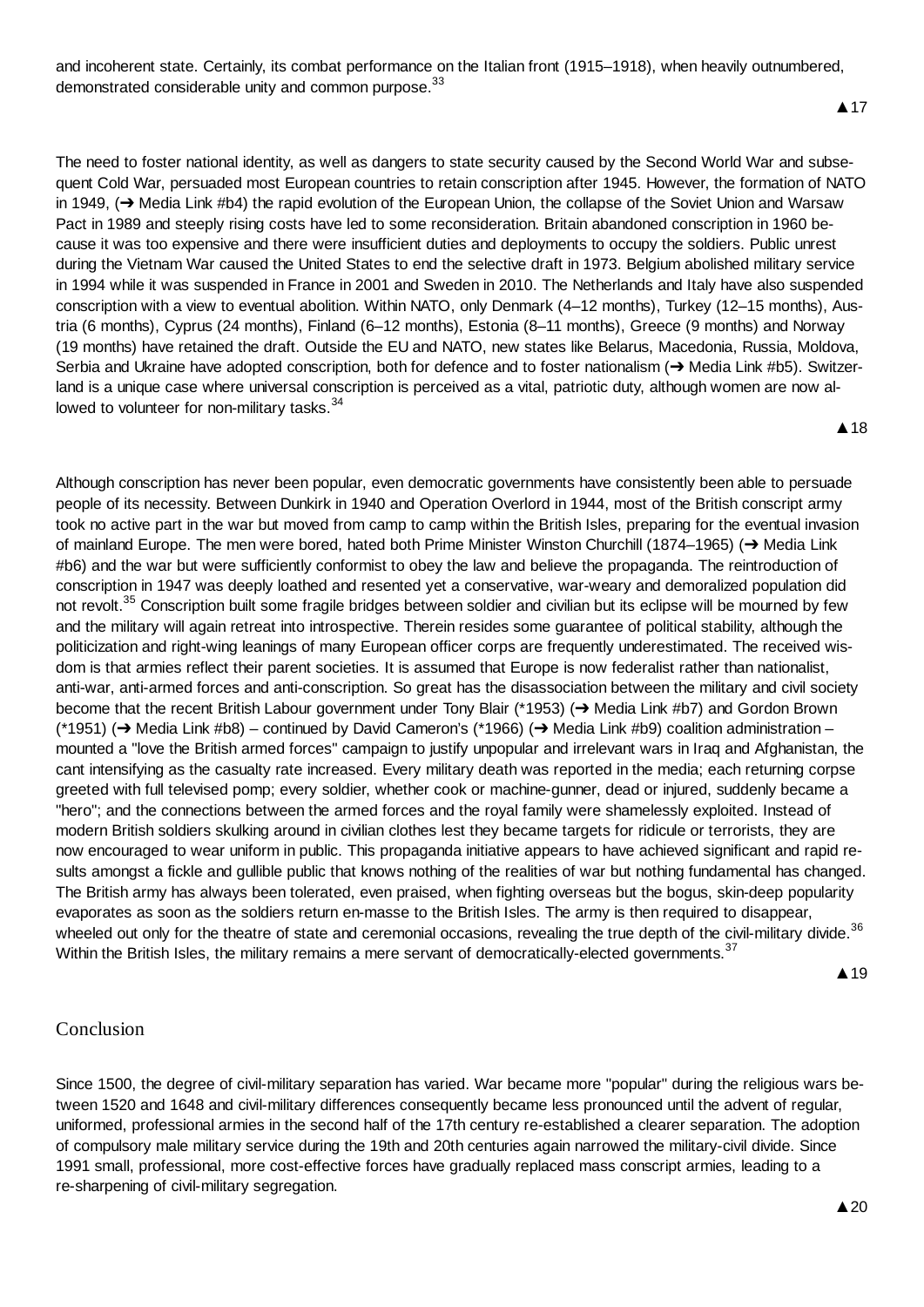and incoherent state. Certainly, its combat performance on the Italian front (1915–1918), when heavily outnumbered, demonstrated considerable unity and common purpose.[33]

▲17

The need to foster national identity, as well as dangers to state security caused by the Second World War and subsequent Cold War, persuaded most European countries to retain conscription after 1945. However, the formation of NATO in 1949, (➔ Media Link #b4) the rapid evolution of the European Union, the collapse of the Soviet Union and Warsaw Pact in 1989 and steeply rising costs have led to some reconsideration. Britain abandoned conscription in 1960 because it was too expensive and there were insufficient duties and deployments to occupy the soldiers. Public unrest during the Vietnam War caused the United States to end the selective draft in 1973. Belgium abolished military service in 1994 while it was suspended in France in 2001 and Sweden in 2010. The Netherlands and Italy have also suspended conscription with a view to eventual abolition. Within NATO, only Denmark (4–12 months), Turkey (12–15 months), Austria (6 months), Cyprus (24 months), Finland (6–12 months), Estonia (8–11 months), Greece (9 months) and Norway (19 months) have retained the draft. Outside the EU and NATO, new states like Belarus, Macedonia, Russia, Moldova, Serbia and Ukraine have adopted conscription, both for defence and to foster nationalism (➔ Media Link #b5). Switzerland is a unique case where universal conscription is perceived as a vital, patriotic duty, although women are now allowed to volunteer for non-military tasks.[34]

▲18

Although conscription has never been popular, even democratic governments have consistently been able to persuade people of its necessity. Between Dunkirk in 1940 and Operation Overlord in 1944, most of the British conscript army took no active part in the war but moved from camp to camp within the British Isles, preparing for the eventual invasion of mainland Europe. The men were bored, hated both Prime Minister Winston Churchill (1874–1965) (➔ Media Link #b6) and the war but were sufficiently conformist to obey the law and believe the propaganda. The reintroduction of conscription in 1947 was deeply loathed and resented yet a conservative, war-weary and demoralized population did not revolt.[35] Conscription built some fragile bridges between soldier and civilian but its eclipse will be mourned by few and the military will again retreat into introspective. Therein resides some guarantee of political stability, although the politicization and right-wing leanings of many European officer corps are frequently underestimated. The received wisdom is that armies reflect their parent societies. It is assumed that Europe is now federalist rather than nationalist, anti-war, anti-armed forces and anti-conscription. So great has the disassociation between the military and civil society become that the recent British Labour government under Tony Blair (*1953) (➔ Media Link #b7) and Gordon Brown (*1951) (➔ Media Link #b8) – continued by David Cameron's (*1966) (➔ Media Link #b9) coalition administration – mounted a "love the British armed forces" campaign to justify unpopular and irrelevant wars in Iraq and Afghanistan, the cant intensifying as the casualty rate increased. Every military death was reported in the media; each returning corpse greeted with full televised pomp; every soldier, whether cook or machine-gunner, dead or injured, suddenly became a "hero"; and the connections between the armed forces and the royal family were shamelessly exploited. Instead of modern British soldiers skulking around in civilian clothes lest they became targets for ridicule or terrorists, they are now encouraged to wear uniform in public. This propaganda initiative appears to have achieved significant and rapid results amongst a fickle and gullible public that knows nothing of the realities of war but nothing fundamental has changed. The British army has always been tolerated, even praised, when fighting overseas but the bogus, skin-deep popularity evaporates as soon as the soldiers return en-masse to the British Isles. The army is then required to disappear, wheeled out only for the theatre of state and ceremonial occasions, revealing the true depth of the civil-military divide.[36] Within the British Isles, the military remains a mere servant of democratically-elected governments.[37]

▲19

## Conclusion

Since 1500, the degree of civil-military separation has varied. War became more "popular" during the religious wars between 1520 and 1648 and civil-military differences consequently became less pronounced until the advent of regular, uniformed, professional armies in the second half of the 17th century re-established a clearer separation. The adoption of compulsory male military service during the 19th and 20th centuries again narrowed the military-civil divide. Since 1991 small, professional, more cost-effective forces have gradually replaced mass conscript armies, leading to a re-sharpening of civil-military segregation.

▲20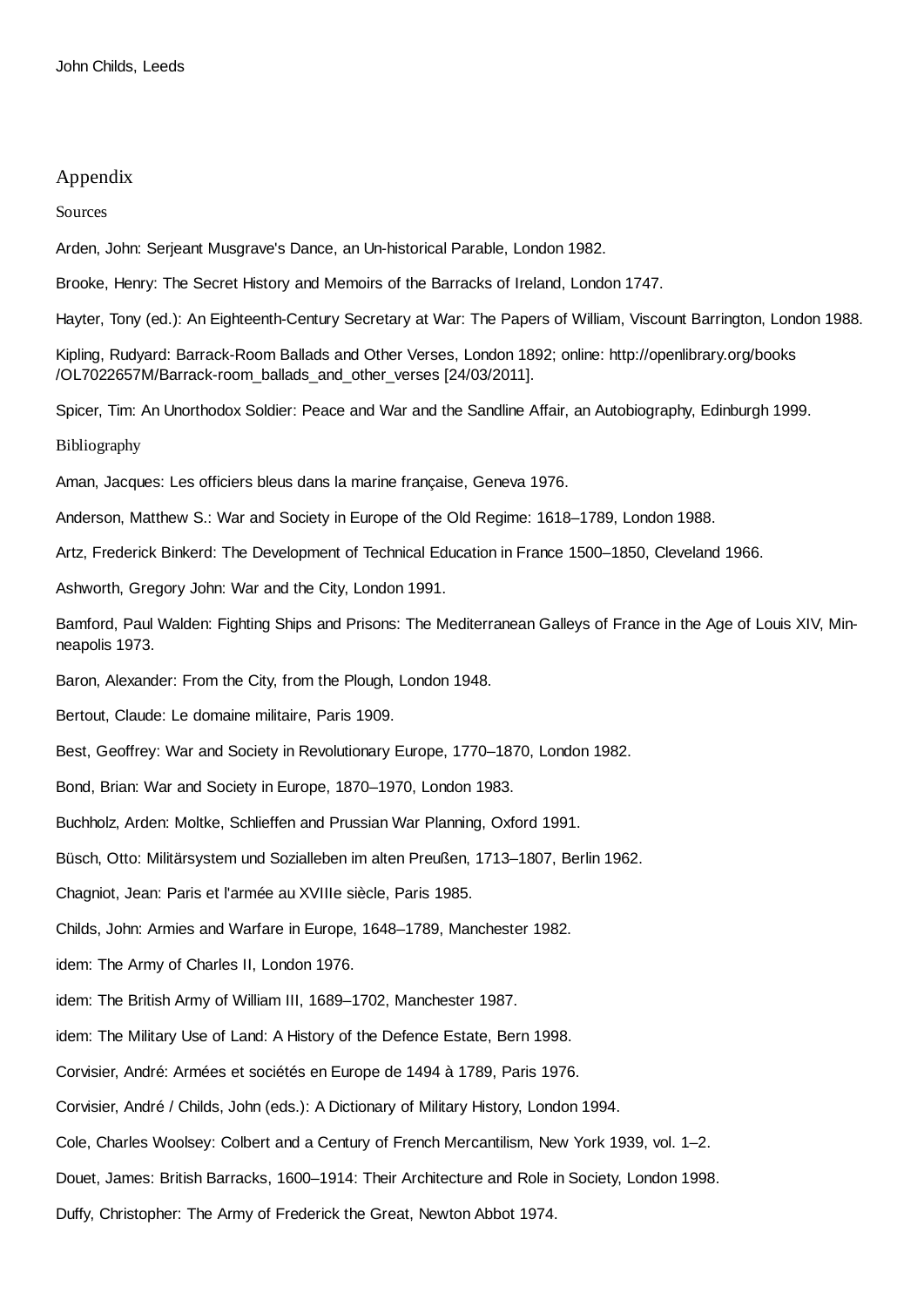John Childs, Leeds

## Appendix

### Sources

Arden, John: Serjeant Musgrave's Dance, an Un-historical Parable, London 1982.

Brooke, Henry: The Secret History and Memoirs of the Barracks of Ireland, London 1747.

Hayter, Tony (ed.): An Eighteenth-Century Secretary at War: The Papers of William, Viscount Barrington, London 1988.

Kipling, Rudyard: Barrack-Room Ballads and Other Verses, London 1892; online: http://openlibrary.org/books/OL7022657M/Barrack-room_ballads_and_other_verses [24/03/2011].

Spicer, Tim: An Unorthodox Soldier: Peace and War and the Sandline Affair, an Autobiography, Edinburgh 1999.

### Bibliography

Aman, Jacques: Les officiers bleus dans la marine française, Geneva 1976.

Anderson, Matthew S.: War and Society in Europe of the Old Regime: 1618–1789, London 1988.

Artz, Frederick Binkerd: The Development of Technical Education in France 1500–1850, Cleveland 1966.

Ashworth, Gregory John: War and the City, London 1991.

Bamford, Paul Walden: Fighting Ships and Prisons: The Mediterranean Galleys of France in the Age of Louis XIV, Minneapolis 1973.

Baron, Alexander: From the City, from the Plough, London 1948.

Bertout, Claude: Le domaine militaire, Paris 1909.

Best, Geoffrey: War and Society in Revolutionary Europe, 1770–1870, London 1982.

Bond, Brian: War and Society in Europe, 1870–1970, London 1983.

Buchholz, Arden: Moltke, Schlieffen and Prussian War Planning, Oxford 1991.

Büsch, Otto: Militärsystem und Sozialleben im alten Preußen, 1713–1807, Berlin 1962.

Chagniot, Jean: Paris et l'armée au XVIIIe siècle, Paris 1985.

Childs, John: Armies and Warfare in Europe, 1648–1789, Manchester 1982.

idem: The Army of Charles II, London 1976.

idem: The British Army of William III, 1689–1702, Manchester 1987.

idem: The Military Use of Land: A History of the Defence Estate, Bern 1998.

Corvisier, André: Armées et sociétés en Europe de 1494 à 1789, Paris 1976.

Corvisier, André / Childs, John (eds.): A Dictionary of Military History, London 1994.

Cole, Charles Woolsey: Colbert and a Century of French Mercantilism, New York 1939, vol. 1–2.

Douet, James: British Barracks, 1600–1914: Their Architecture and Role in Society, London 1998.

Duffy, Christopher: The Army of Frederick the Great, Newton Abbot 1974.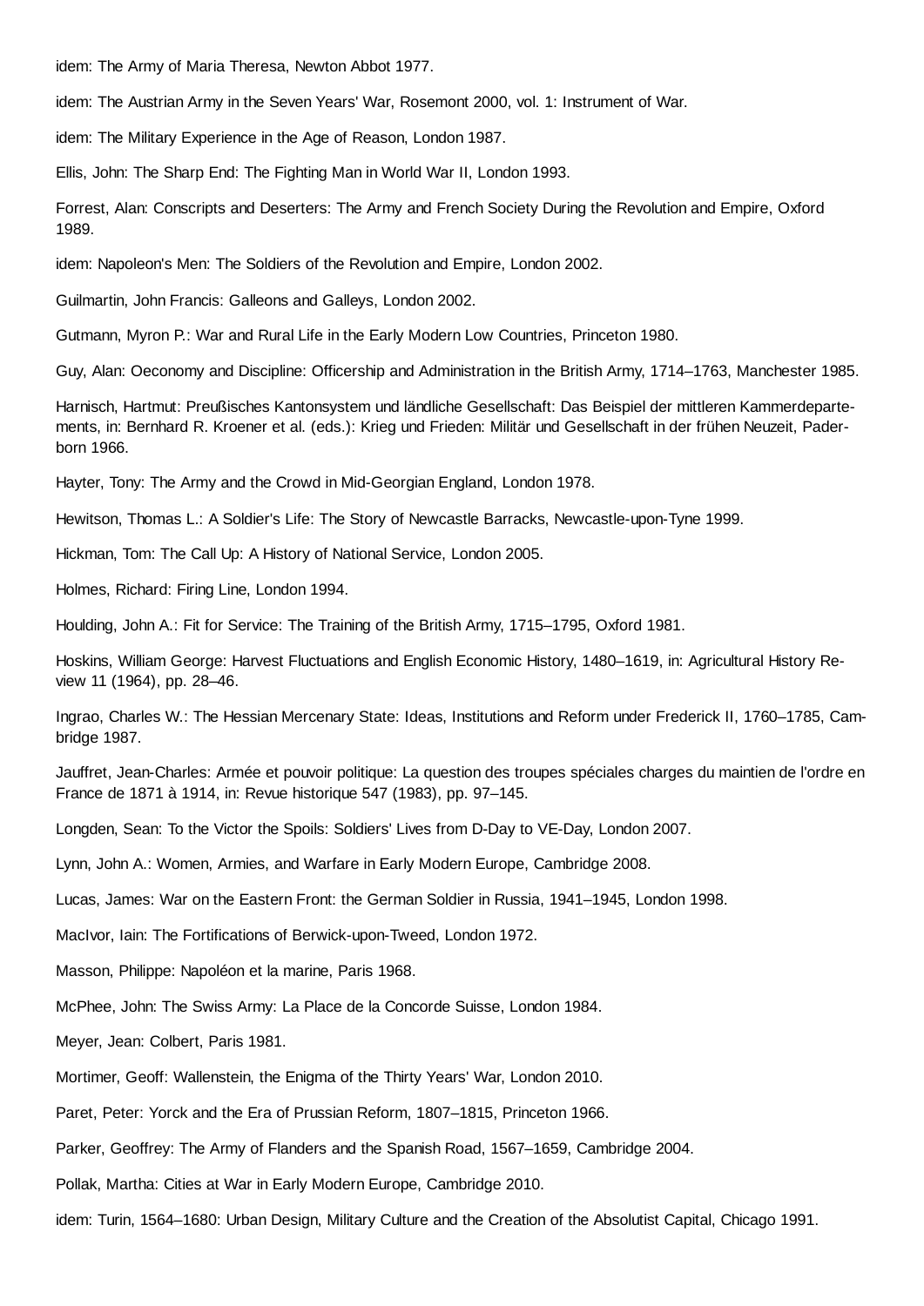idem: The Army of Maria Theresa, Newton Abbot 1977.

idem: The Austrian Army in the Seven Years' War, Rosemont 2000, vol. 1: Instrument of War.

idem: The Military Experience in the Age of Reason, London 1987.

Ellis, John: The Sharp End: The Fighting Man in World War II, London 1993.

Forrest, Alan: Conscripts and Deserters: The Army and French Society During the Revolution and Empire, Oxford 1989.

idem: Napoleon's Men: The Soldiers of the Revolution and Empire, London 2002.

Guilmartin, John Francis: Galleons and Galleys, London 2002.

Gutmann, Myron P.: War and Rural Life in the Early Modern Low Countries, Princeton 1980.

Guy, Alan: Oeconomy and Discipline: Officership and Administration in the British Army, 1714–1763, Manchester 1985.

Harnisch, Hartmut: Preußisches Kantonsystem und ländliche Gesellschaft: Das Beispiel der mittleren Kammerdepartements, in: Bernhard R. Kroener et al. (eds.): Krieg und Frieden: Militär und Gesellschaft in der frühen Neuzeit, Paderborn 1966.

Hayter, Tony: The Army and the Crowd in Mid-Georgian England, London 1978.

Hewitson, Thomas L.: A Soldier's Life: The Story of Newcastle Barracks, Newcastle-upon-Tyne 1999.

Hickman, Tom: The Call Up: A History of National Service, London 2005.

Holmes, Richard: Firing Line, London 1994.

Houlding, John A.: Fit for Service: The Training of the British Army, 1715–1795, Oxford 1981.

Hoskins, William George: Harvest Fluctuations and English Economic History, 1480–1619, in: Agricultural History Review 11 (1964), pp. 28–46.

Ingrao, Charles W.: The Hessian Mercenary State: Ideas, Institutions and Reform under Frederick II, 1760–1785, Cambridge 1987.

Jauffret, Jean-Charles: Armée et pouvoir politique: La question des troupes spéciales charges du maintien de l'ordre en France de 1871 à 1914, in: Revue historique 547 (1983), pp. 97–145.

Longden, Sean: To the Victor the Spoils: Soldiers' Lives from D-Day to VE-Day, London 2007.

Lynn, John A.: Women, Armies, and Warfare in Early Modern Europe, Cambridge 2008.

Lucas, James: War on the Eastern Front: the German Soldier in Russia, 1941–1945, London 1998.

MacIvor, Iain: The Fortifications of Berwick-upon-Tweed, London 1972.

Masson, Philippe: Napoléon et la marine, Paris 1968.

McPhee, John: The Swiss Army: La Place de la Concorde Suisse, London 1984.

Meyer, Jean: Colbert, Paris 1981.

Mortimer, Geoff: Wallenstein, the Enigma of the Thirty Years' War, London 2010.

Paret, Peter: Yorck and the Era of Prussian Reform, 1807–1815, Princeton 1966.

Parker, Geoffrey: The Army of Flanders and the Spanish Road, 1567–1659, Cambridge 2004.

Pollak, Martha: Cities at War in Early Modern Europe, Cambridge 2010.

idem: Turin, 1564–1680: Urban Design, Military Culture and the Creation of the Absolutist Capital, Chicago 1991.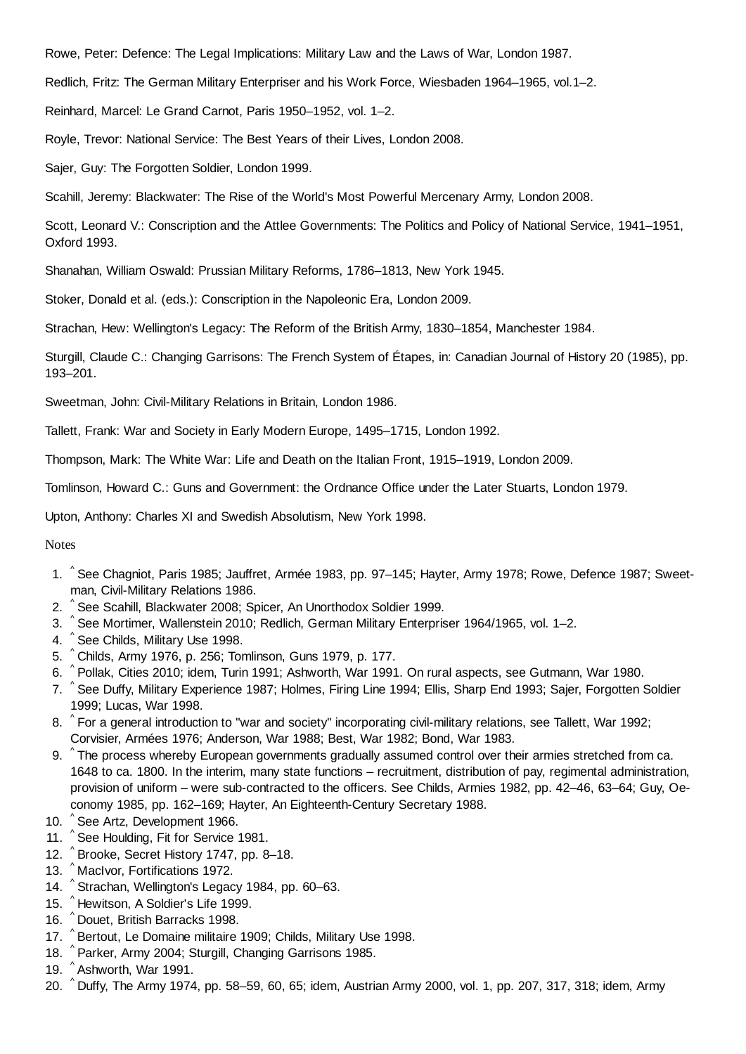Rowe, Peter: Defence: The Legal Implications: Military Law and the Laws of War, London 1987.

Redlich, Fritz: The German Military Enterpriser and his Work Force, Wiesbaden 1964–1965, vol.1–2.

Reinhard, Marcel: Le Grand Carnot, Paris 1950–1952, vol. 1–2.

Royle, Trevor: National Service: The Best Years of their Lives, London 2008.

Sajer, Guy: The Forgotten Soldier, London 1999.

Scahill, Jeremy: Blackwater: The Rise of the World's Most Powerful Mercenary Army, London 2008.

Scott, Leonard V.: Conscription and the Attlee Governments: The Politics and Policy of National Service, 1941–1951, Oxford 1993.

Shanahan, William Oswald: Prussian Military Reforms, 1786–1813, New York 1945.

Stoker, Donald et al. (eds.): Conscription in the Napoleonic Era, London 2009.

Strachan, Hew: Wellington's Legacy: The Reform of the British Army, 1830–1854, Manchester 1984.

Sturgill, Claude C.: Changing Garrisons: The French System of Étapes, in: Canadian Journal of History 20 (1985), pp. 193–201.

Sweetman, John: Civil-Military Relations in Britain, London 1986.

Tallett, Frank: War and Society in Early Modern Europe, 1495–1715, London 1992.

Thompson, Mark: The White War: Life and Death on the Italian Front, 1915–1919, London 2009.

Tomlinson, Howard C.: Guns and Government: the Ordnance Office under the Later Stuarts, London 1979.

Upton, Anthony: Charles XI and Swedish Absolutism, New York 1998.

Notes

1. ^ See Chagniot, Paris 1985; Jauffret, Armée 1983, pp. 97–145; Hayter, Army 1978; Rowe, Defence 1987; Sweetman, Civil-Military Relations 1986.
2. ^ See Scahill, Blackwater 2008; Spicer, An Unorthodox Soldier 1999.
3. ^ See Mortimer, Wallenstein 2010; Redlich, German Military Enterpriser 1964/1965, vol. 1–2.
4. ^ See Childs, Military Use 1998.
5. ^ Childs, Army 1976, p. 256; Tomlinson, Guns 1979, p. 177.
6. ^ Pollak, Cities 2010; idem, Turin 1991; Ashworth, War 1991. On rural aspects, see Gutmann, War 1980.
7. ^ See Duffy, Military Experience 1987; Holmes, Firing Line 1994; Ellis, Sharp End 1993; Sajer, Forgotten Soldier 1999; Lucas, War 1998.
8. ^ For a general introduction to "war and society" incorporating civil-military relations, see Tallett, War 1992; Corvisier, Armées 1976; Anderson, War 1988; Best, War 1982; Bond, War 1983.
9. ^ The process whereby European governments gradually assumed control over their armies stretched from ca. 1648 to ca. 1800. In the interim, many state functions – recruitment, distribution of pay, regimental administration, provision of uniform – were sub-contracted to the officers. See Childs, Armies 1982, pp. 42–46, 63–64; Guy, Oeconomy 1985, pp. 162–169; Hayter, An Eighteenth-Century Secretary 1988.
10. ^ See Artz, Development 1966.
11. ^ See Houlding, Fit for Service 1981.
12. ^ Brooke, Secret History 1747, pp. 8–18.
13. ^ MacIvor, Fortifications 1972.
14. ^ Strachan, Wellington's Legacy 1984, pp. 60–63.
15. ^ Hewitson, A Soldier's Life 1999.
16. ^ Douet, British Barracks 1998.
17. ^ Bertout, Le Domaine militaire 1909; Childs, Military Use 1998.
18. ^ Parker, Army 2004; Sturgill, Changing Garrisons 1985.
19. ^ Ashworth, War 1991.
20. ^ Duffy, The Army 1974, pp. 58–59, 60, 65; idem, Austrian Army 2000, vol. 1, pp. 207, 317, 318; idem, Army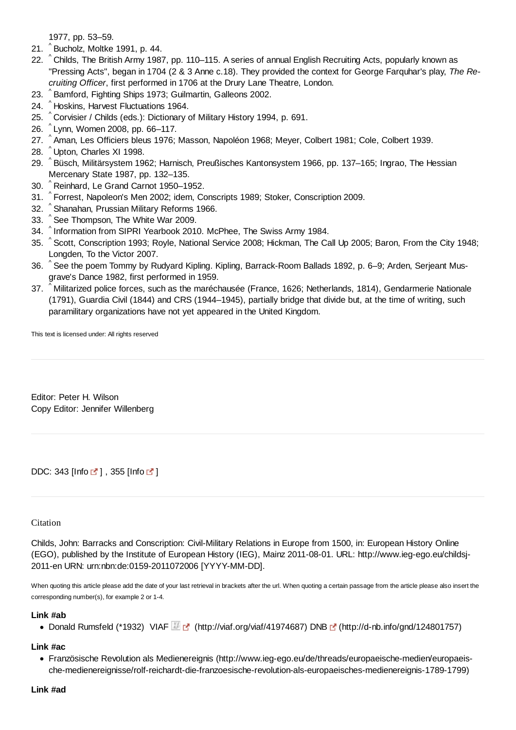1977, pp. 53–59.

21. ^ Bucholz, Moltke 1991, p. 44.
22. ^ Childs, The British Army 1987, pp. 110–115. A series of annual English Recruiting Acts, popularly known as "Pressing Acts", began in 1704 (2 & 3 Anne c.18). They provided the context for George Farquhar's play, *The Recruiting Officer*, first performed in 1706 at the Drury Lane Theatre, London.
23. ^ Bamford, Fighting Ships 1973; Guilmartin, Galleons 2002.
24. ^ Hoskins, Harvest Fluctuations 1964.
25. ^ Corvisier / Childs (eds.): Dictionary of Military History 1994, p. 691.
26. ^ Lynn, Women 2008, pp. 66–117.
27. ^ Aman, Les Officiers bleus 1976; Masson, Napoléon 1968; Meyer, Colbert 1981; Cole, Colbert 1939.
28. ^ Upton, Charles XI 1998.
29. ^ Büsch, Militärsystem 1962; Harnisch, Preußisches Kantonsystem 1966, pp. 137–165; Ingrao, The Hessian Mercenary State 1987, pp. 132–135.
30. ^ Reinhard, Le Grand Carnot 1950–1952.
31. ^ Forrest, Napoleon's Men 2002; idem, Conscripts 1989; Stoker, Conscription 2009.
32. ^ Shanahan, Prussian Military Reforms 1966.
33. ^ See Thompson, The White War 2009.
34. ^ Information from SIPRI Yearbook 2010. McPhee, The Swiss Army 1984.
35. ^ Scott, Conscription 1993; Royle, National Service 2008; Hickman, The Call Up 2005; Baron, From the City 1948; Longden, To the Victor 2007.
36. ^ See the poem Tommy by Rudyard Kipling. Kipling, Barrack-Room Ballads 1892, p. 6–9; Arden, Serjeant Musgrave's Dance 1982, first performed in 1959.
37. ^ Militarized police forces, such as the maréchausée (France, 1626; Netherlands, 1814), Gendarmerie Nationale (1791), Guardia Civil (1844) and CRS (1944–1945), partially bridge that divide but, at the time of writing, such paramilitary organizations have not yet appeared in the United Kingdom.

This text is licensed under: All rights reserved

Editor: Peter H. Wilson
Copy Editor: Jennifer Willenberg

DDC: 343 [Info ] , 355 [Info ]

Citation

Childs, John: Barracks and Conscription: Civil-Military Relations in Europe from 1500, in: European History Online (EGO), published by the Institute of European History (IEG), Mainz 2011-08-01. URL: http://www.ieg-ego.eu/childsj-2011-en URN: urn:nbn:de:0159-2011072006 [YYYY-MM-DD].

When quoting this article please add the date of your last retrieval in brackets after the url. When quoting a certain passage from the article please also insert the corresponding number(s), for example 2 or 1-4.

**Link #ab**

- Donald Rumsfeld (*1932) VIAF (http://viaf.org/viaf/41974687) DNB (http://d-nb.info/gnd/124801757)

**Link #ac**

- Französische Revolution als Medienereignis (http://www.ieg-ego.eu/de/threads/europaeische-medien/europaeische-medienereignisse/rolf-reichardt-die-franzoesische-revolution-als-europaeisches-medienereignis-1789-1799)

**Link #ad**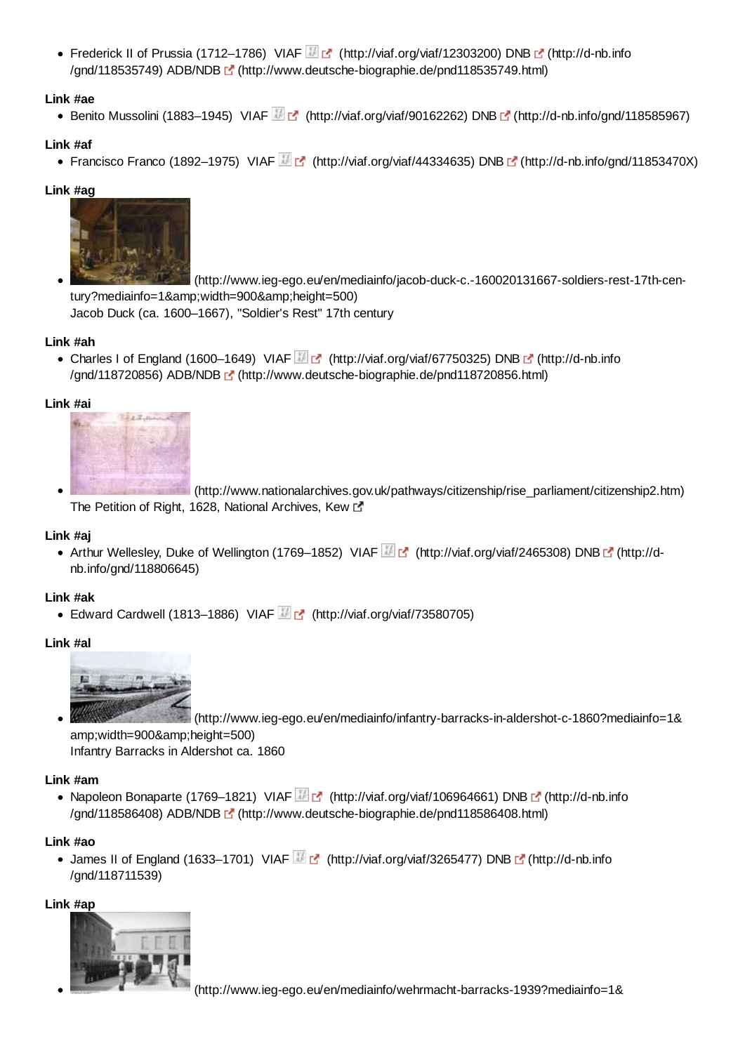- Frederick II of Prussia (1712–1786) VIAF (http://viaf.org/viaf/12303200) DNB (http://d-nb.info/gnd/118535749) ADB/NDB (http://www.deutsche-biographie.de/pnd118535749.html)

**Link #ae**

- Benito Mussolini (1883–1945) VIAF (http://viaf.org/viaf/90162262) DNB (http://d-nb.info/gnd/118585967)

**Link #af**

- Francisco Franco (1892–1975) VIAF (http://viaf.org/viaf/44334635) DNB (http://d-nb.info/gnd/11853470X)

**Link #ag**

- (http://www.ieg-ego.eu/en/mediainfo/jacob-duck-c.-160020131667-soldiers-rest-17th-century?mediainfo=1&amp;width=900&amp;height=500)
  Jacob Duck (ca. 1600–1667), "Soldier's Rest" 17th century

**Link #ah**

- Charles I of England (1600–1649) VIAF (http://viaf.org/viaf/67750325) DNB (http://d-nb.info/gnd/118720856) ADB/NDB (http://www.deutsche-biographie.de/pnd118720856.html)

**Link #ai**

- (http://www.nationalarchives.gov.uk/pathways/citizenship/rise_parliament/citizenship2.htm)
  The Petition of Right, 1628, National Archives, Kew

**Link #aj**

- Arthur Wellesley, Duke of Wellington (1769–1852) VIAF (http://viaf.org/viaf/2465308) DNB (http://d-nb.info/gnd/118806645)

**Link #ak**

- Edward Cardwell (1813–1886) VIAF (http://viaf.org/viaf/73580705)

**Link #al**

- (http://www.ieg-ego.eu/en/mediainfo/infantry-barracks-in-aldershot-c-1860?mediainfo=1&amp;width=900&amp;height=500)
  Infantry Barracks in Aldershot ca. 1860

**Link #am**

- Napoleon Bonaparte (1769–1821) VIAF (http://viaf.org/viaf/106964661) DNB (http://d-nb.info/gnd/118586408) ADB/NDB (http://www.deutsche-biographie.de/pnd118586408.html)

**Link #ao**

- James II of England (1633–1701) VIAF (http://viaf.org/viaf/3265477) DNB (http://d-nb.info/gnd/118711539)

**Link #ap**

- (http://www.ieg-ego.eu/en/mediainfo/wehrmacht-barracks-1939?mediainfo=1&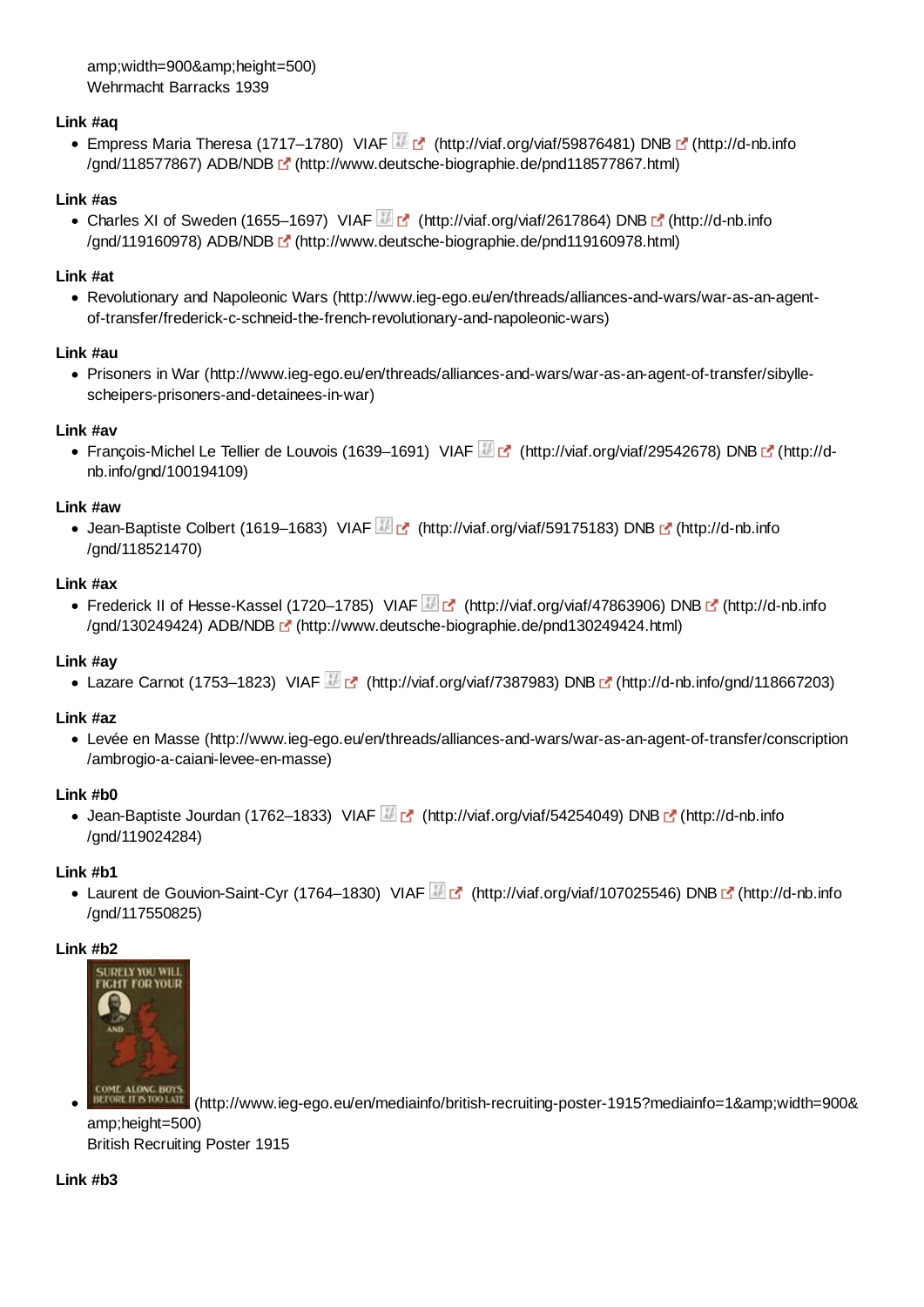amp;width=900&amp;height=500)
Wehrmacht Barracks 1939

**Link #aq**

- Empress Maria Theresa (1717–1780) VIAF (http://viaf.org/viaf/59876481) DNB (http://d-nb.info/gnd/118577867) ADB/NDB (http://www.deutsche-biographie.de/pnd118577867.html)

**Link #as**

- Charles XI of Sweden (1655–1697) VIAF (http://viaf.org/viaf/2617864) DNB (http://d-nb.info/gnd/119160978) ADB/NDB (http://www.deutsche-biographie.de/pnd119160978.html)

**Link #at**

- Revolutionary and Napoleonic Wars (http://www.ieg-ego.eu/en/threads/alliances-and-wars/war-as-an-agent-of-transfer/frederick-c-schneid-the-french-revolutionary-and-napoleonic-wars)

**Link #au**

- Prisoners in War (http://www.ieg-ego.eu/en/threads/alliances-and-wars/war-as-an-agent-of-transfer/sibylle-scheipers-prisoners-and-detainees-in-war)

**Link #av**

- François-Michel Le Tellier de Louvois (1639–1691) VIAF (http://viaf.org/viaf/29542678) DNB (http://d-nb.info/gnd/100194109)

**Link #aw**

- Jean-Baptiste Colbert (1619–1683) VIAF (http://viaf.org/viaf/59175183) DNB (http://d-nb.info/gnd/118521470)

**Link #ax**

- Frederick II of Hesse-Kassel (1720–1785) VIAF (http://viaf.org/viaf/47863906) DNB (http://d-nb.info/gnd/130249424) ADB/NDB (http://www.deutsche-biographie.de/pnd130249424.html)

**Link #ay**

- Lazare Carnot (1753–1823) VIAF (http://viaf.org/viaf/7387983) DNB (http://d-nb.info/gnd/118667203)

**Link #az**

- Levée en Masse (http://www.ieg-ego.eu/en/threads/alliances-and-wars/war-as-an-agent-of-transfer/conscription/ambrogio-a-caiani-levee-en-masse)

**Link #b0**

- Jean-Baptiste Jourdan (1762–1833) VIAF (http://viaf.org/viaf/54254049) DNB (http://d-nb.info/gnd/119024284)

**Link #b1**

- Laurent de Gouvion-Saint-Cyr (1764–1830) VIAF (http://viaf.org/viaf/107025546) DNB (http://d-nb.info/gnd/117550825)

**Link #b2**

- (http://www.ieg-ego.eu/en/mediainfo/british-recruiting-poster-1915?mediainfo=1&amp;width=900&amp;height=500)
  British Recruiting Poster 1915

**Link #b3**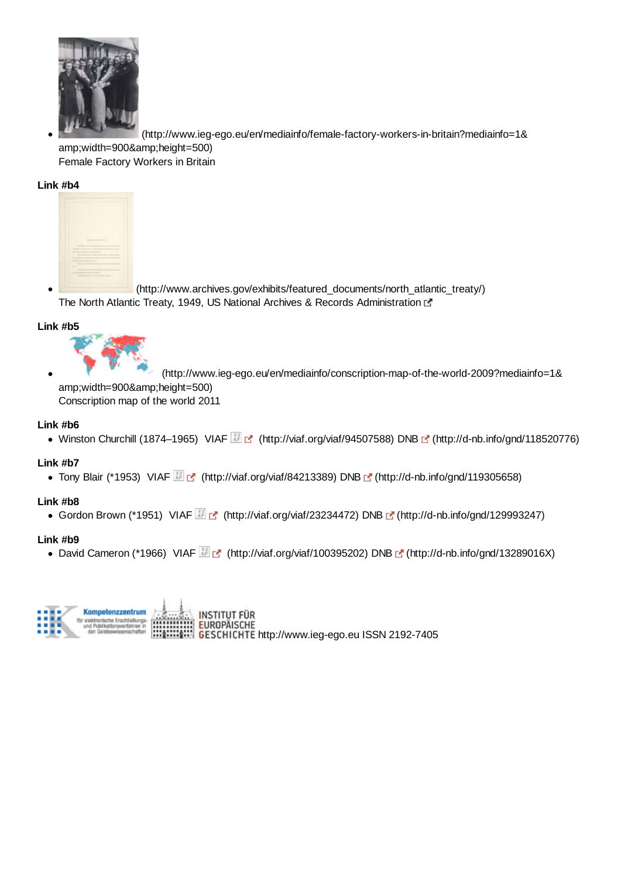- (http://www.ieg-ego.eu/en/mediainfo/female-factory-workers-in-britain?mediainfo=1&amp;width=900&amp;height=500)
  Female Factory Workers in Britain

**Link #b4**

- (http://www.archives.gov/exhibits/featured_documents/north_atlantic_treaty/)
  The North Atlantic Treaty, 1949, US National Archives & Records Administration

**Link #b5**

- (http://www.ieg-ego.eu/en/mediainfo/conscription-map-of-the-world-2009?mediainfo=1&amp;width=900&amp;height=500)
  Conscription map of the world 2011

**Link #b6**

- Winston Churchill (1874–1965) VIAF (http://viaf.org/viaf/94507588) DNB (http://d-nb.info/gnd/118520776)

**Link #b7**

- Tony Blair (*1953) VIAF (http://viaf.org/viaf/84213389) DNB (http://d-nb.info/gnd/119305658)

**Link #b8**

- Gordon Brown (*1951) VIAF (http://viaf.org/viaf/23234472) DNB (http://d-nb.info/gnd/129993247)

**Link #b9**

- David Cameron (*1966) VIAF (http://viaf.org/viaf/100395202) DNB (http://d-nb.info/gnd/13289016X)

Kompetenzzentrum für elektronische Erschließungs- und Publikationsverfahren in den Geisteswissenschaften INSTITUT FÜR EUROPÄISCHE GESCHICHTE http://www.ieg-ego.eu ISSN 2192-7405